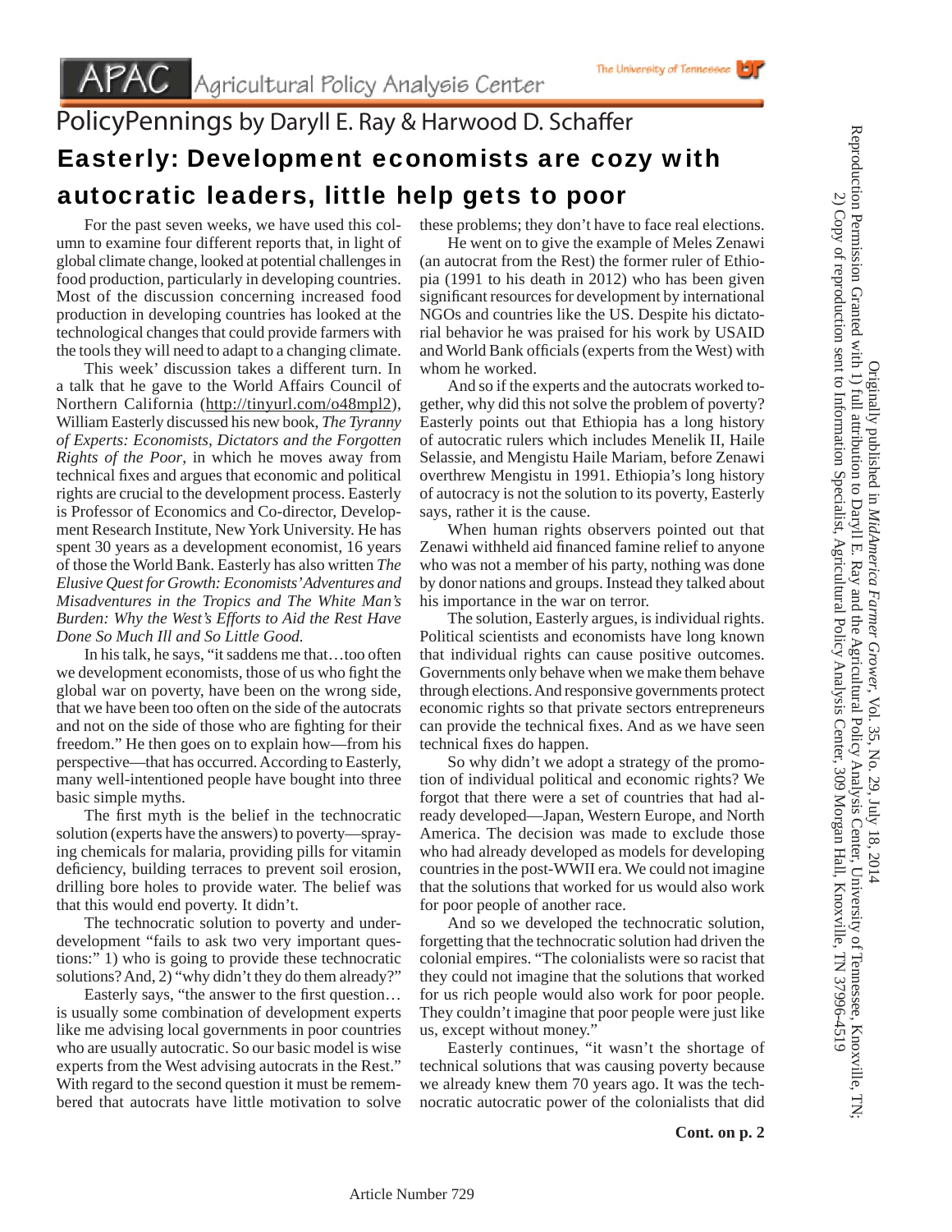# APAC Agricultural Policy Analysis Center

The University of Tennessee

## PolicyPennings by Daryll E. Ray & Harwood D. Schaffer

# Easterly: Development economists are cozy with autocratic leaders, little help gets to poor

For the past seven weeks, we have used this column to examine four different reports that, in light of global climate change, looked at potential challenges in food production, particularly in developing countries. Most of the discussion concerning increased food production in developing countries has looked at the technological changes that could provide farmers with the tools they will need to adapt to a changing climate.

This week' discussion takes a different turn. In a talk that he gave to the World Affairs Council of Northern California (http://tinyurl.com/o48mpl2), William Easterly discussed his new book, *The Tyranny of Experts: Economists, Dictators and the Forgotten Rights of the Poor*, in which he moves away from technical fixes and argues that economic and political rights are crucial to the development process. Easterly is Professor of Economics and Co-director, Development Research Institute, New York University. He has spent 30 years as a development economist, 16 years of those the World Bank. Easterly has also written *The Elusive Quest for Growth: Economists' Adventures and Misadventures in the Tropics and The White Man's Burden: Why the West's Efforts to Aid the Rest Have Done So Much Ill and So Little Good.*

In his talk, he says, "it saddens me that…too often we development economists, those of us who fight the global war on poverty, have been on the wrong side, that we have been too often on the side of the autocrats and not on the side of those who are fighting for their freedom." He then goes on to explain how—from his perspective—that has occurred. According to Easterly, many well-intentioned people have bought into three basic simple myths.

The first myth is the belief in the technocratic solution (experts have the answers) to poverty—spraying chemicals for malaria, providing pills for vitamin deficiency, building terraces to prevent soil erosion, drilling bore holes to provide water. The belief was that this would end poverty. It didn't.

The technocratic solution to poverty and underdevelopment "fails to ask two very important questions:" 1) who is going to provide these technocratic solutions? And, 2) "why didn't they do them already?"

Easterly says, "the answer to the first question… is usually some combination of development experts like me advising local governments in poor countries who are usually autocratic. So our basic model is wise experts from the West advising autocrats in the Rest." With regard to the second question it must be remembered that autocrats have little motivation to solve these problems; they don't have to face real elections.

He went on to give the example of Meles Zenawi (an autocrat from the Rest) the former ruler of Ethiopia (1991 to his death in 2012) who has been given significant resources for development by international NGOs and countries like the US. Despite his dictatorial behavior he was praised for his work by USAID and World Bank officials (experts from the West) with whom he worked.

And so if the experts and the autocrats worked together, why did this not solve the problem of poverty? Easterly points out that Ethiopia has a long history of autocratic rulers which includes Menelik II, Haile Selassie, and Mengistu Haile Mariam, before Zenawi overthrew Mengistu in 1991. Ethiopia's long history of autocracy is not the solution to its poverty, Easterly says, rather it is the cause.

When human rights observers pointed out that Zenawi withheld aid financed famine relief to anyone who was not a member of his party, nothing was done by donor nations and groups. Instead they talked about his importance in the war on terror.

The solution, Easterly argues, is individual rights. Political scientists and economists have long known that individual rights can cause positive outcomes. Governments only behave when we make them behave through elections. And responsive governments protect economic rights so that private sectors entrepreneurs can provide the technical fixes. And as we have seen technical fixes do happen.

So why didn't we adopt a strategy of the promotion of individual political and economic rights? We forgot that there were a set of countries that had already developed—Japan, Western Europe, and North America. The decision was made to exclude those who had already developed as models for developing countries in the post-WWII era. We could not imagine that the solutions that worked for us would also work for poor people of another race.

And so we developed the technocratic solution, forgetting that the technocratic solution had driven the colonial empires. "The colonialists were so racist that they could not imagine that the solutions that worked for us rich people would also work for poor people. They couldn't imagine that poor people were just like us, except without money."

Easterly continues, "it wasn't the shortage of technical solutions that was causing poverty because we already knew them 70 years ago. It was the technocratic autocratic power of the colonialists that did

**Cont. on p. 2**

Originally published in *MidAmerica Farmer Grower*, Vol. 35, No. 29, July 18, 2014
Reproduction Permission Granted with 1) full attribution to Daryll E. Ray and the Agricultural Policy Analysis Center, University of Tennessee, Knoxville, TN;
2) Copy of reproduction sent to Information Specialist, Agricultural Policy Analysis Center, 309 Morgan Hall, Knoxville, TN 37996-4519

Article Number 729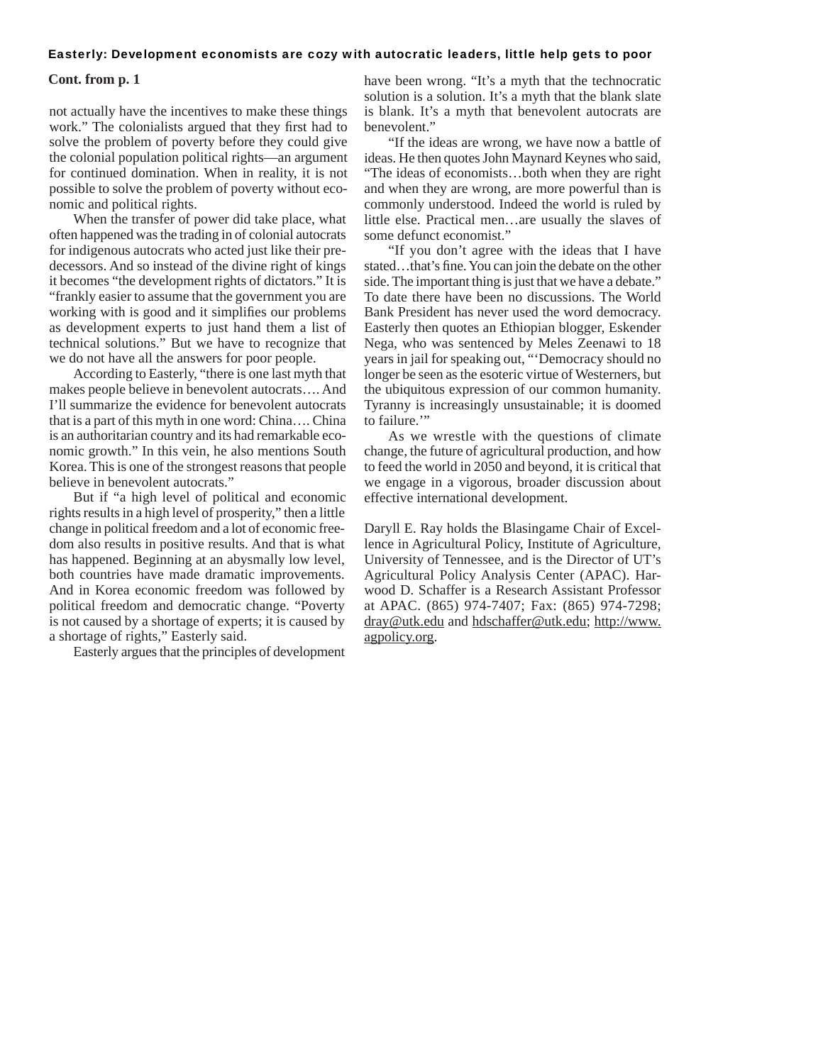**Easterly: Development economists are cozy with autocratic leaders, little help gets to poor**

**Cont. from p. 1**

not actually have the incentives to make these things work." The colonialists argued that they first had to solve the problem of poverty before they could give the colonial population political rights—an argument for continued domination. When in reality, it is not possible to solve the problem of poverty without economic and political rights.

When the transfer of power did take place, what often happened was the trading in of colonial autocrats for indigenous autocrats who acted just like their predecessors. And so instead of the divine right of kings it becomes "the development rights of dictators." It is "frankly easier to assume that the government you are working with is good and it simplifies our problems as development experts to just hand them a list of technical solutions." But we have to recognize that we do not have all the answers for poor people.

According to Easterly, "there is one last myth that makes people believe in benevolent autocrats…. And I'll summarize the evidence for benevolent autocrats that is a part of this myth in one word: China…. China is an authoritarian country and its had remarkable economic growth." In this vein, he also mentions South Korea. This is one of the strongest reasons that people believe in benevolent autocrats."

But if "a high level of political and economic rights results in a high level of prosperity," then a little change in political freedom and a lot of economic freedom also results in positive results. And that is what has happened. Beginning at an abysmally low level, both countries have made dramatic improvements. And in Korea economic freedom was followed by political freedom and democratic change. "Poverty is not caused by a shortage of experts; it is caused by a shortage of rights," Easterly said.

Easterly argues that the principles of development have been wrong. "It's a myth that the technocratic solution is a solution. It's a myth that the blank slate is blank. It's a myth that benevolent autocrats are benevolent."

"If the ideas are wrong, we have now a battle of ideas. He then quotes John Maynard Keynes who said, "The ideas of economists…both when they are right and when they are wrong, are more powerful than is commonly understood. Indeed the world is ruled by little else. Practical men…are usually the slaves of some defunct economist."

"If you don't agree with the ideas that I have stated…that's fine. You can join the debate on the other side. The important thing is just that we have a debate." To date there have been no discussions. The World Bank President has never used the word democracy. Easterly then quotes an Ethiopian blogger, Eskender Nega, who was sentenced by Meles Zeenawi to 18 years in jail for speaking out, "'Democracy should no longer be seen as the esoteric virtue of Westerners, but the ubiquitous expression of our common humanity. Tyranny is increasingly unsustainable; it is doomed to failure.'"

As we wrestle with the questions of climate change, the future of agricultural production, and how to feed the world in 2050 and beyond, it is critical that we engage in a vigorous, broader discussion about effective international development.

Daryll E. Ray holds the Blasingame Chair of Excellence in Agricultural Policy, Institute of Agriculture, University of Tennessee, and is the Director of UT's Agricultural Policy Analysis Center (APAC). Harwood D. Schaffer is a Research Assistant Professor at APAC. (865) 974-7407; Fax: (865) 974-7298; dray@utk.edu and hdschaffer@utk.edu; http://www.agpolicy.org.